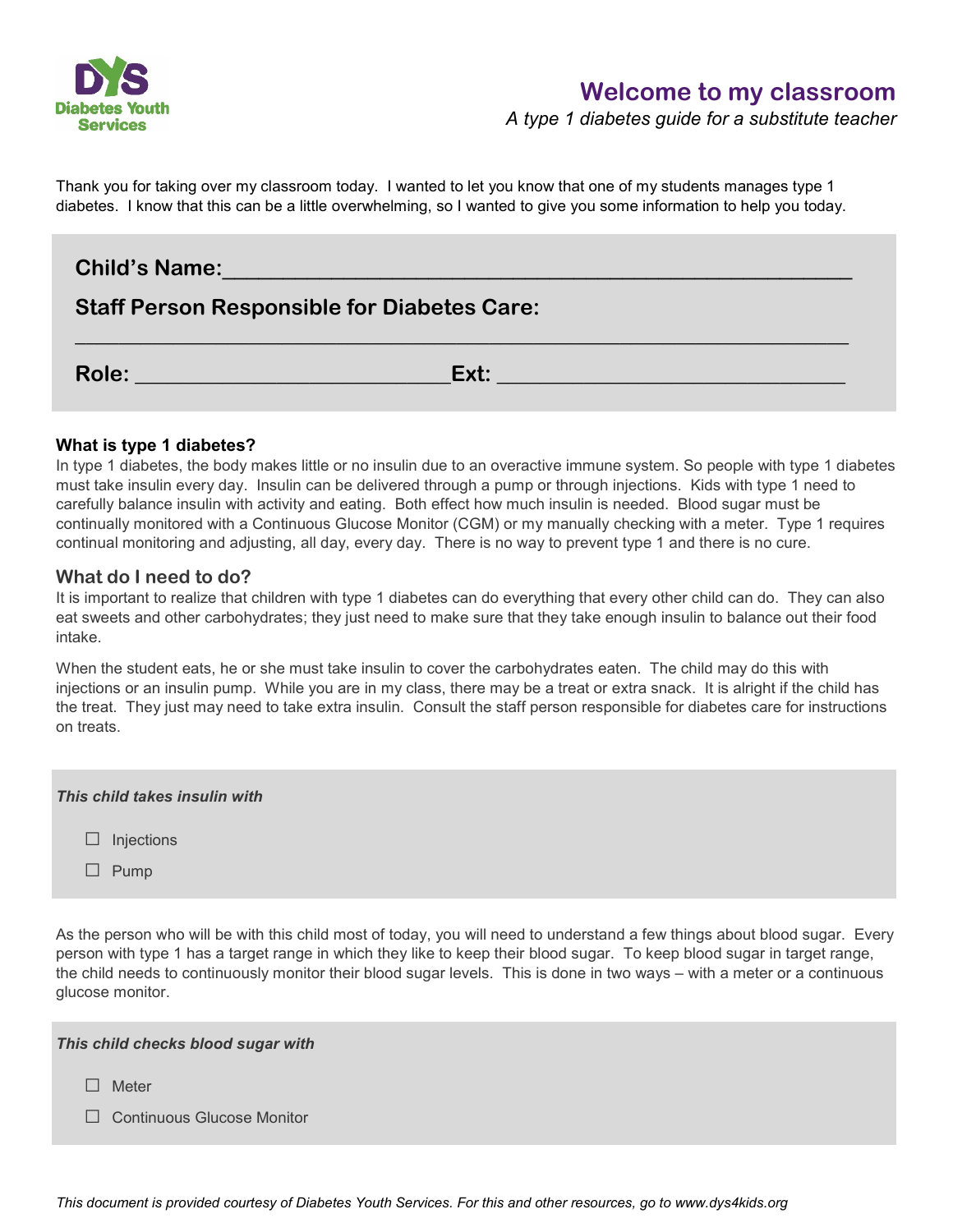# Welcome to my classroom

*A type 1 diabetes guide for a substitute teacher*

Thank you for taking over my classroom today. I wanted to let you know that one of my students manages type 1 diabetes. I know that this can be a little overwhelming, so I wanted to give you some information to help you today.

**Child's Name:**\_\_\_\_\_\_\_\_\_\_\_\_\_\_\_\_\_\_\_\_\_\_\_\_\_\_\_\_\_\_\_\_\_\_\_\_\_\_\_\_\_\_\_\_\_\_\_\_\_\_

**Staff Person Responsible for Diabetes Care:**

\_\_\_\_\_\_\_\_\_\_\_\_\_\_\_\_\_\_\_\_\_\_\_\_\_\_\_\_\_\_\_\_\_\_\_\_\_\_\_\_\_\_\_\_\_\_\_\_\_\_\_\_\_\_\_\_\_\_\_\_\_\_\_\_\_\_

**Role:** \_\_\_\_\_\_\_\_\_\_\_\_\_\_\_\_\_\_\_\_\_\_\_\_\_\_ **Ext:** \_\_\_\_\_\_\_\_\_\_\_\_\_\_\_\_\_\_\_\_\_\_\_\_\_\_\_\_\_\_

### What is type 1 diabetes?

In type 1 diabetes, the body makes little or no insulin due to an overactive immune system. So people with type 1 diabetes must take insulin every day. Insulin can be delivered through a pump or through injections. Kids with type 1 need to carefully balance insulin with activity and eating. Both effect how much insulin is needed. Blood sugar must be continually monitored with a Continuous Glucose Monitor (CGM) or my manually checking with a meter. Type 1 requires continual monitoring and adjusting, all day, every day. There is no way to prevent type 1 and there is no cure.

## What do I need to do?

It is important to realize that children with type 1 diabetes can do everything that every other child can do. They can also eat sweets and other carbohydrates; they just need to make sure that they take enough insulin to balance out their food intake.

When the student eats, he or she must take insulin to cover the carbohydrates eaten. The child may do this with injections or an insulin pump. While you are in my class, there may be a treat or extra snack. It is alright if the child has the treat. They just may need to take extra insulin. Consult the staff person responsible for diabetes care for instructions on treats.

***This child takes insulin with***

- ☐ Injections
- ☐ Pump

As the person who will be with this child most of today, you will need to understand a few things about blood sugar. Every person with type 1 has a target range in which they like to keep their blood sugar. To keep blood sugar in target range, the child needs to continuously monitor their blood sugar levels. This is done in two ways – with a meter or a continuous glucose monitor.

***This child checks blood sugar with***

- ☐ Meter
- ☐ Continuous Glucose Monitor

*This document is provided courtesy of Diabetes Youth Services. For this and other resources, go to www.dys4kids.org*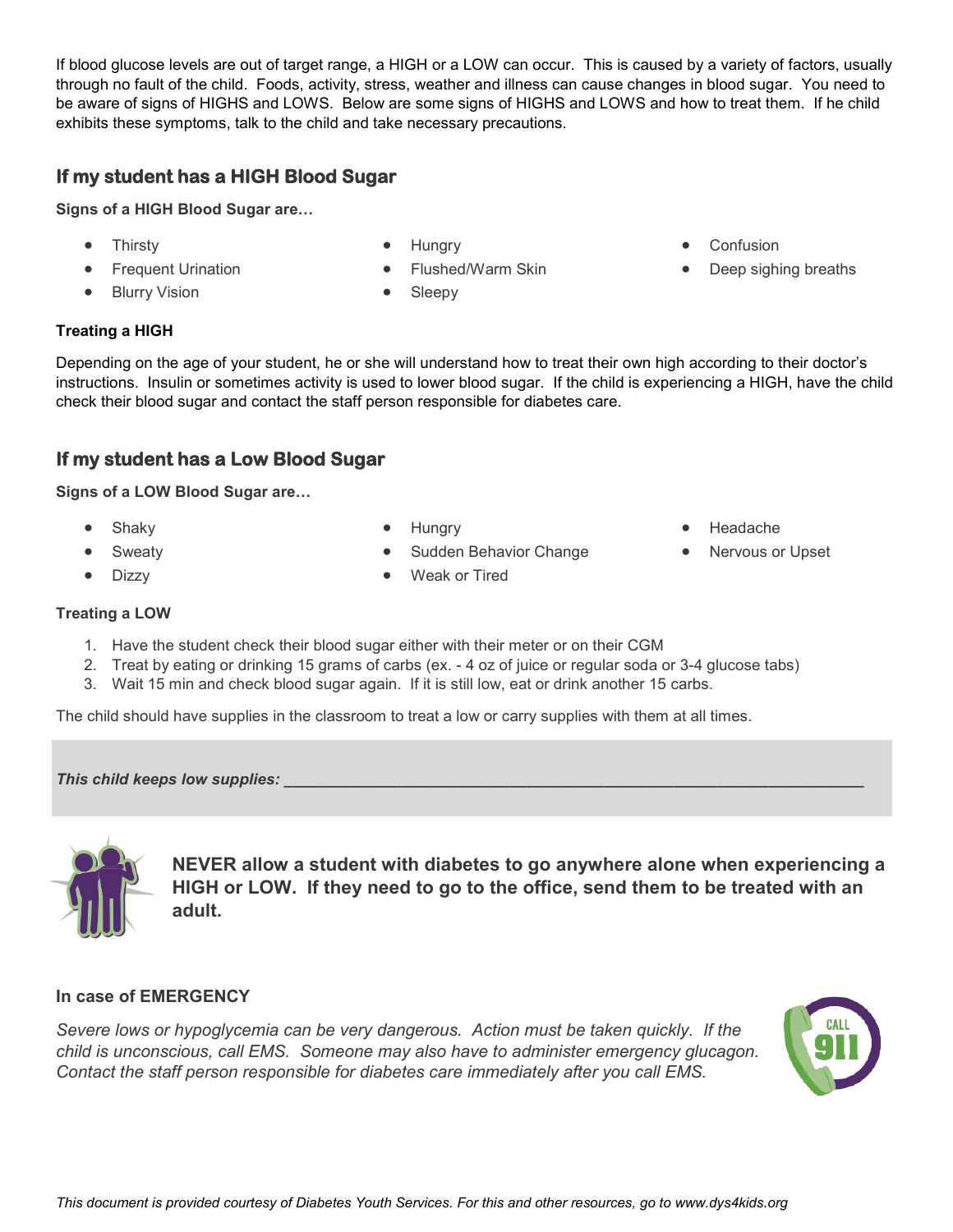If blood glucose levels are out of target range, a HIGH or a LOW can occur. This is caused by a variety of factors, usually through no fault of the child. Foods, activity, stress, weather and illness can cause changes in blood sugar. You need to be aware of signs of HIGHS and LOWS. Below are some signs of HIGHS and LOWS and how to treat them. If he child exhibits these symptoms, talk to the child and take necessary precautions.

## If my student has a HIGH Blood Sugar

**Signs of a HIGH Blood Sugar are…**

- Thirsty
- Frequent Urination
- Blurry Vision
- Hungry
- Flushed/Warm Skin
- Sleepy
- Confusion
- Deep sighing breaths

**Treating a HIGH**

Depending on the age of your student, he or she will understand how to treat their own high according to their doctor's instructions. Insulin or sometimes activity is used to lower blood sugar. If the child is experiencing a HIGH, have the child check their blood sugar and contact the staff person responsible for diabetes care.

## If my student has a Low Blood Sugar

**Signs of a LOW Blood Sugar are…**

- Shaky
- Sweaty
- Dizzy
- Hungry
- Sudden Behavior Change
- Weak or Tired
- Headache
- Nervous or Upset

**Treating a LOW**

1. Have the student check their blood sugar either with their meter or on their CGM
2. Treat by eating or drinking 15 grams of carbs (ex. - 4 oz of juice or regular soda or 3-4 glucose tabs)
3. Wait 15 min and check blood sugar again. If it is still low, eat or drink another 15 carbs.

The child should have supplies in the classroom to treat a low or carry supplies with them at all times.

***This child keeps low supplies:*** ___________________________________________________________________

**NEVER allow a student with diabetes to go anywhere alone when experiencing a HIGH or LOW. If they need to go to the office, send them to be treated with an adult.**

**In case of EMERGENCY**

*Severe lows or hypoglycemia can be very dangerous. Action must be taken quickly. If the child is unconscious, call EMS. Someone may also have to administer emergency glucagon. Contact the staff person responsible for diabetes care immediately after you call EMS.*

CALL 911

*This document is provided courtesy of Diabetes Youth Services. For this and other resources, go to www.dys4kids.org*